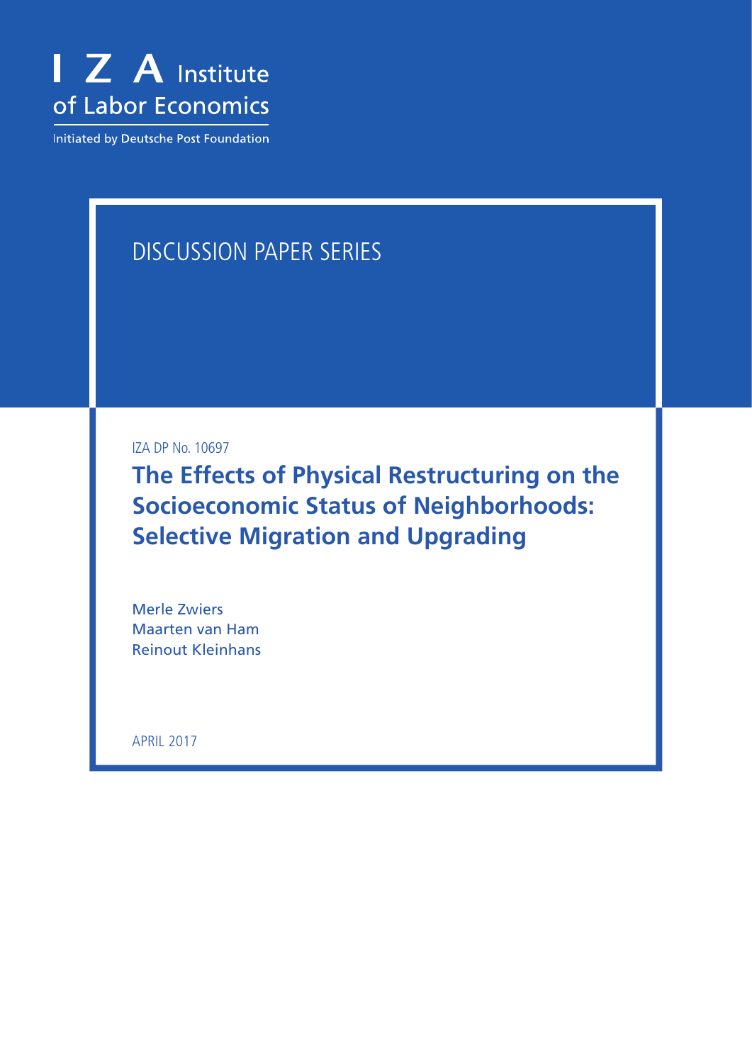I Z A Institute of Labor Economics

Initiated by Deutsche Post Foundation

DISCUSSION PAPER SERIES

IZA DP No. 10697

# The Effects of Physical Restructuring on the Socioeconomic Status of Neighborhoods: Selective Migration and Upgrading

Merle Zwiers
Maarten van Ham
Reinout Kleinhans

APRIL 2017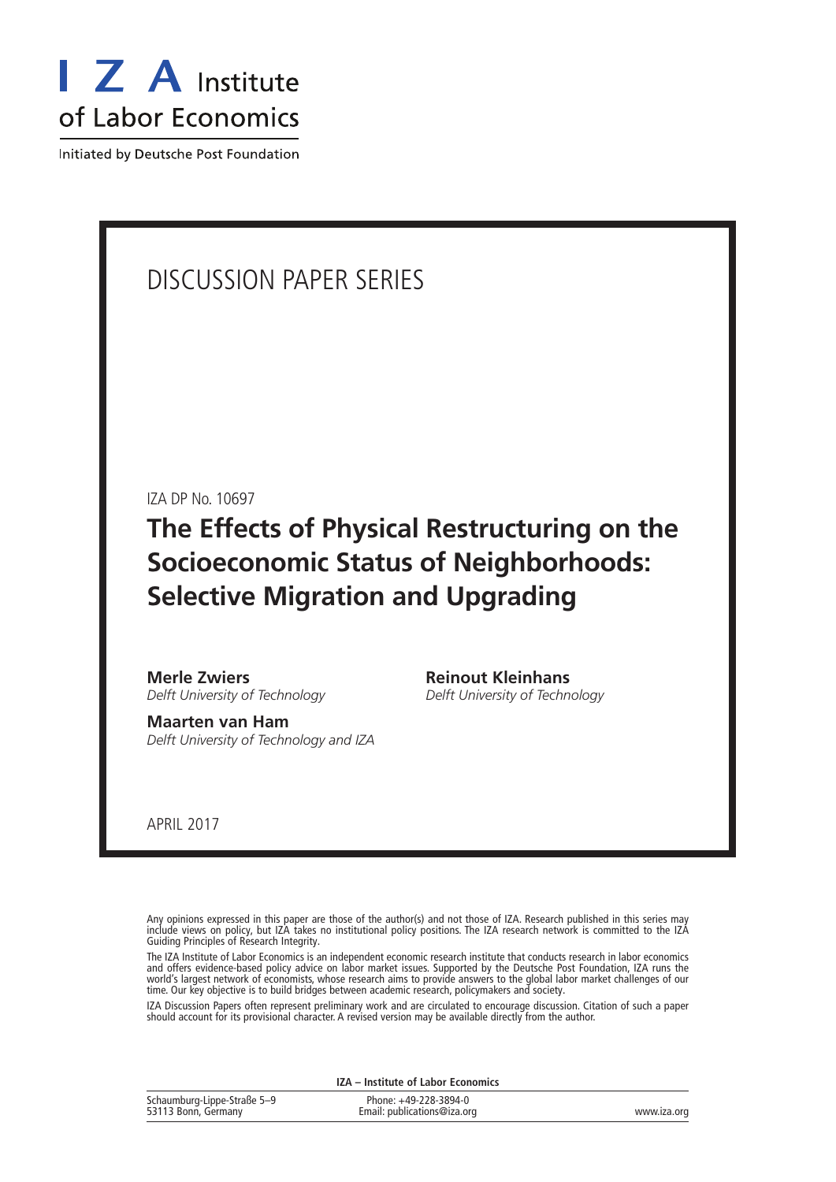# I Z A Institute of Labor Economics

Initiated by Deutsche Post Foundation

## DISCUSSION PAPER SERIES

IZA DP No. 10697

# The Effects of Physical Restructuring on the Socioeconomic Status of Neighborhoods: Selective Migration and Upgrading

**Merle Zwiers**
*Delft University of Technology*

**Reinout Kleinhans**
*Delft University of Technology*

**Maarten van Ham**
*Delft University of Technology and IZA*

APRIL 2017

Any opinions expressed in this paper are those of the author(s) and not those of IZA. Research published in this series may include views on policy, but IZA takes no institutional policy positions. The IZA research network is committed to the IZA Guiding Principles of Research Integrity.

The IZA Institute of Labor Economics is an independent economic research institute that conducts research in labor economics and offers evidence-based policy advice on labor market issues. Supported by the Deutsche Post Foundation, IZA runs the world's largest network of economists, whose research aims to provide answers to the global labor market challenges of our time. Our key objective is to build bridges between academic research, policymakers and society.

IZA Discussion Papers often represent preliminary work and are circulated to encourage discussion. Citation of such a paper should account for its provisional character. A revised version may be available directly from the author.

**IZA – Institute of Labor Economics**

Schaumburg-Lippe-Straße 5–9
53113 Bonn, Germany

Phone: +49-228-3894-0
Email: publications@iza.org

www.iza.org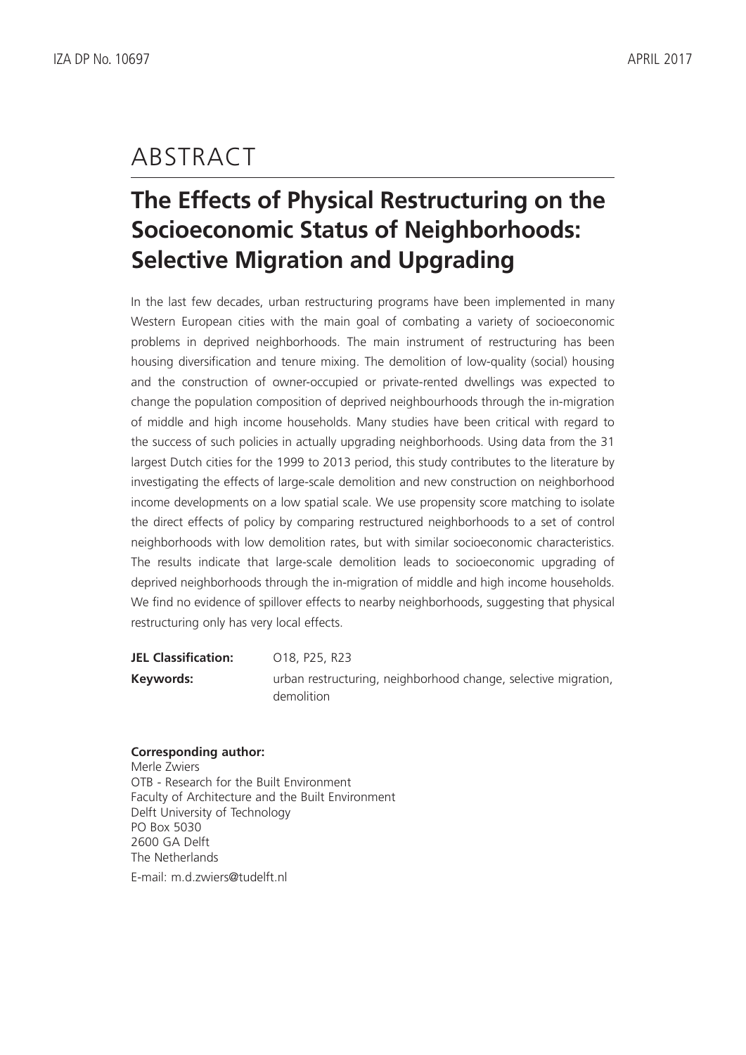# ABSTRACT

## The Effects of Physical Restructuring on the Socioeconomic Status of Neighborhoods: Selective Migration and Upgrading

In the last few decades, urban restructuring programs have been implemented in many Western European cities with the main goal of combating a variety of socioeconomic problems in deprived neighborhoods. The main instrument of restructuring has been housing diversification and tenure mixing. The demolition of low-quality (social) housing and the construction of owner-occupied or private-rented dwellings was expected to change the population composition of deprived neighbourhoods through the in-migration of middle and high income households. Many studies have been critical with regard to the success of such policies in actually upgrading neighborhoods. Using data from the 31 largest Dutch cities for the 1999 to 2013 period, this study contributes to the literature by investigating the effects of large-scale demolition and new construction on neighborhood income developments on a low spatial scale. We use propensity score matching to isolate the direct effects of policy by comparing restructured neighborhoods to a set of control neighborhoods with low demolition rates, but with similar socioeconomic characteristics. The results indicate that large-scale demolition leads to socioeconomic upgrading of deprived neighborhoods through the in-migration of middle and high income households. We find no evidence of spillover effects to nearby neighborhoods, suggesting that physical restructuring only has very local effects.

**JEL Classification:** O18, P25, R23

**Keywords:** urban restructuring, neighborhood change, selective migration, demolition

**Corresponding author:**
Merle Zwiers
OTB - Research for the Built Environment
Faculty of Architecture and the Built Environment
Delft University of Technology
PO Box 5030
2600 GA Delft
The Netherlands
E-mail: m.d.zwiers@tudelft.nl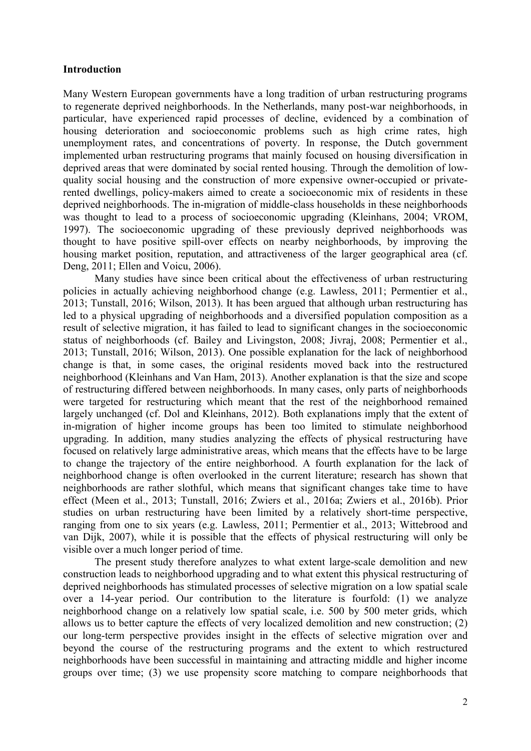### Introduction

Many Western European governments have a long tradition of urban restructuring programs to regenerate deprived neighborhoods. In the Netherlands, many post-war neighborhoods, in particular, have experienced rapid processes of decline, evidenced by a combination of housing deterioration and socioeconomic problems such as high crime rates, high unemployment rates, and concentrations of poverty. In response, the Dutch government implemented urban restructuring programs that mainly focused on housing diversification in deprived areas that were dominated by social rented housing. Through the demolition of low-quality social housing and the construction of more expensive owner-occupied or private-rented dwellings, policy-makers aimed to create a socioeconomic mix of residents in these deprived neighborhoods. The in-migration of middle-class households in these neighborhoods was thought to lead to a process of socioeconomic upgrading (Kleinhans, 2004; VROM, 1997). The socioeconomic upgrading of these previously deprived neighborhoods was thought to have positive spill-over effects on nearby neighborhoods, by improving the housing market position, reputation, and attractiveness of the larger geographical area (cf. Deng, 2011; Ellen and Voicu, 2006).

Many studies have since been critical about the effectiveness of urban restructuring policies in actually achieving neighborhood change (e.g. Lawless, 2011; Permentier et al., 2013; Tunstall, 2016; Wilson, 2013). It has been argued that although urban restructuring has led to a physical upgrading of neighborhoods and a diversified population composition as a result of selective migration, it has failed to lead to significant changes in the socioeconomic status of neighborhoods (cf. Bailey and Livingston, 2008; Jivraj, 2008; Permentier et al., 2013; Tunstall, 2016; Wilson, 2013). One possible explanation for the lack of neighborhood change is that, in some cases, the original residents moved back into the restructured neighborhood (Kleinhans and Van Ham, 2013). Another explanation is that the size and scope of restructuring differed between neighborhoods. In many cases, only parts of neighborhoods were targeted for restructuring which meant that the rest of the neighborhood remained largely unchanged (cf. Dol and Kleinhans, 2012). Both explanations imply that the extent of in-migration of higher income groups has been too limited to stimulate neighborhood upgrading. In addition, many studies analyzing the effects of physical restructuring have focused on relatively large administrative areas, which means that the effects have to be large to change the trajectory of the entire neighborhood. A fourth explanation for the lack of neighborhood change is often overlooked in the current literature; research has shown that neighborhoods are rather slothful, which means that significant changes take time to have effect (Meen et al., 2013; Tunstall, 2016; Zwiers et al., 2016a; Zwiers et al., 2016b). Prior studies on urban restructuring have been limited by a relatively short-time perspective, ranging from one to six years (e.g. Lawless, 2011; Permentier et al., 2013; Wittebrood and van Dijk, 2007), while it is possible that the effects of physical restructuring will only be visible over a much longer period of time.

The present study therefore analyzes to what extent large-scale demolition and new construction leads to neighborhood upgrading and to what extent this physical restructuring of deprived neighborhoods has stimulated processes of selective migration on a low spatial scale over a 14-year period. Our contribution to the literature is fourfold: (1) we analyze neighborhood change on a relatively low spatial scale, i.e. 500 by 500 meter grids, which allows us to better capture the effects of very localized demolition and new construction; (2) our long-term perspective provides insight in the effects of selective migration over and beyond the course of the restructuring programs and the extent to which restructured neighborhoods have been successful in maintaining and attracting middle and higher income groups over time; (3) we use propensity score matching to compare neighborhoods that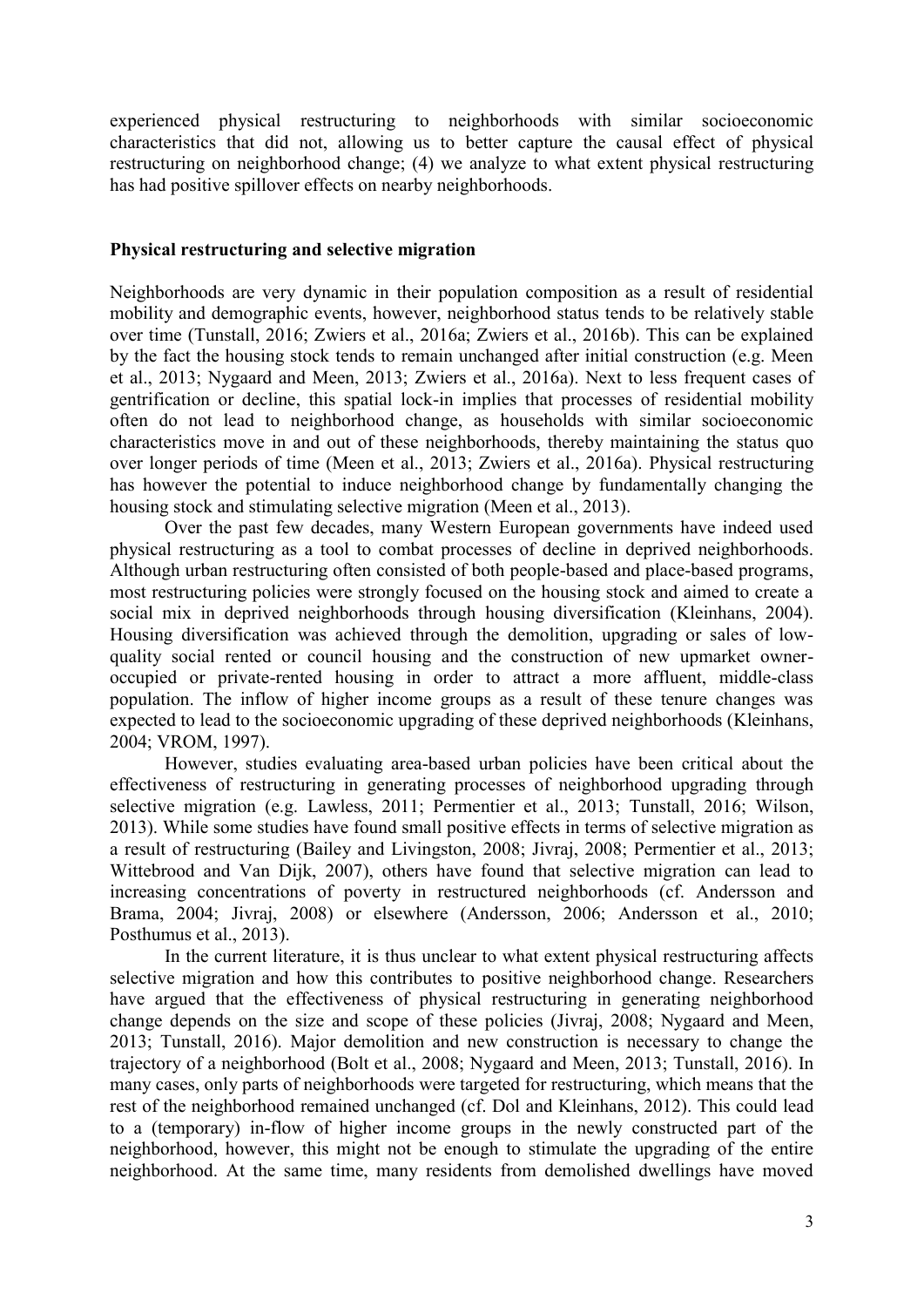experienced physical restructuring to neighborhoods with similar socioeconomic characteristics that did not, allowing us to better capture the causal effect of physical restructuring on neighborhood change; (4) we analyze to what extent physical restructuring has had positive spillover effects on nearby neighborhoods.

## Physical restructuring and selective migration

Neighborhoods are very dynamic in their population composition as a result of residential mobility and demographic events, however, neighborhood status tends to be relatively stable over time (Tunstall, 2016; Zwiers et al., 2016a; Zwiers et al., 2016b). This can be explained by the fact the housing stock tends to remain unchanged after initial construction (e.g. Meen et al., 2013; Nygaard and Meen, 2013; Zwiers et al., 2016a). Next to less frequent cases of gentrification or decline, this spatial lock-in implies that processes of residential mobility often do not lead to neighborhood change, as households with similar socioeconomic characteristics move in and out of these neighborhoods, thereby maintaining the status quo over longer periods of time (Meen et al., 2013; Zwiers et al., 2016a). Physical restructuring has however the potential to induce neighborhood change by fundamentally changing the housing stock and stimulating selective migration (Meen et al., 2013).

Over the past few decades, many Western European governments have indeed used physical restructuring as a tool to combat processes of decline in deprived neighborhoods. Although urban restructuring often consisted of both people-based and place-based programs, most restructuring policies were strongly focused on the housing stock and aimed to create a social mix in deprived neighborhoods through housing diversification (Kleinhans, 2004). Housing diversification was achieved through the demolition, upgrading or sales of low-quality social rented or council housing and the construction of new upmarket owner-occupied or private-rented housing in order to attract a more affluent, middle-class population. The inflow of higher income groups as a result of these tenure changes was expected to lead to the socioeconomic upgrading of these deprived neighborhoods (Kleinhans, 2004; VROM, 1997).

However, studies evaluating area-based urban policies have been critical about the effectiveness of restructuring in generating processes of neighborhood upgrading through selective migration (e.g. Lawless, 2011; Permentier et al., 2013; Tunstall, 2016; Wilson, 2013). While some studies have found small positive effects in terms of selective migration as a result of restructuring (Bailey and Livingston, 2008; Jivraj, 2008; Permentier et al., 2013; Wittebrood and Van Dijk, 2007), others have found that selective migration can lead to increasing concentrations of poverty in restructured neighborhoods (cf. Andersson and Brama, 2004; Jivraj, 2008) or elsewhere (Andersson, 2006; Andersson et al., 2010; Posthumus et al., 2013).

In the current literature, it is thus unclear to what extent physical restructuring affects selective migration and how this contributes to positive neighborhood change. Researchers have argued that the effectiveness of physical restructuring in generating neighborhood change depends on the size and scope of these policies (Jivraj, 2008; Nygaard and Meen, 2013; Tunstall, 2016). Major demolition and new construction is necessary to change the trajectory of a neighborhood (Bolt et al., 2008; Nygaard and Meen, 2013; Tunstall, 2016). In many cases, only parts of neighborhoods were targeted for restructuring, which means that the rest of the neighborhood remained unchanged (cf. Dol and Kleinhans, 2012). This could lead to a (temporary) in-flow of higher income groups in the newly constructed part of the neighborhood, however, this might not be enough to stimulate the upgrading of the entire neighborhood. At the same time, many residents from demolished dwellings have moved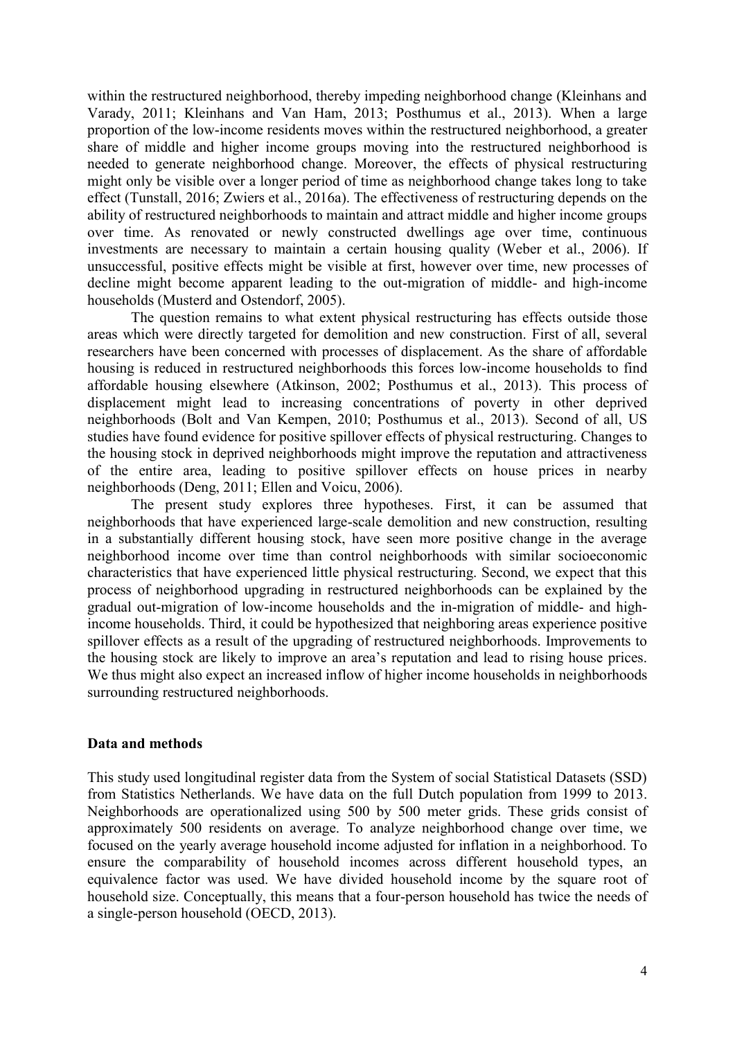within the restructured neighborhood, thereby impeding neighborhood change (Kleinhans and Varady, 2011; Kleinhans and Van Ham, 2013; Posthumus et al., 2013). When a large proportion of the low-income residents moves within the restructured neighborhood, a greater share of middle and higher income groups moving into the restructured neighborhood is needed to generate neighborhood change. Moreover, the effects of physical restructuring might only be visible over a longer period of time as neighborhood change takes long to take effect (Tunstall, 2016; Zwiers et al., 2016a). The effectiveness of restructuring depends on the ability of restructured neighborhoods to maintain and attract middle and higher income groups over time. As renovated or newly constructed dwellings age over time, continuous investments are necessary to maintain a certain housing quality (Weber et al., 2006). If unsuccessful, positive effects might be visible at first, however over time, new processes of decline might become apparent leading to the out-migration of middle- and high-income households (Musterd and Ostendorf, 2005).

The question remains to what extent physical restructuring has effects outside those areas which were directly targeted for demolition and new construction. First of all, several researchers have been concerned with processes of displacement. As the share of affordable housing is reduced in restructured neighborhoods this forces low-income households to find affordable housing elsewhere (Atkinson, 2002; Posthumus et al., 2013). This process of displacement might lead to increasing concentrations of poverty in other deprived neighborhoods (Bolt and Van Kempen, 2010; Posthumus et al., 2013). Second of all, US studies have found evidence for positive spillover effects of physical restructuring. Changes to the housing stock in deprived neighborhoods might improve the reputation and attractiveness of the entire area, leading to positive spillover effects on house prices in nearby neighborhoods (Deng, 2011; Ellen and Voicu, 2006).

The present study explores three hypotheses. First, it can be assumed that neighborhoods that have experienced large-scale demolition and new construction, resulting in a substantially different housing stock, have seen more positive change in the average neighborhood income over time than control neighborhoods with similar socioeconomic characteristics that have experienced little physical restructuring. Second, we expect that this process of neighborhood upgrading in restructured neighborhoods can be explained by the gradual out-migration of low-income households and the in-migration of middle- and high-income households. Third, it could be hypothesized that neighboring areas experience positive spillover effects as a result of the upgrading of restructured neighborhoods. Improvements to the housing stock are likely to improve an area's reputation and lead to rising house prices. We thus might also expect an increased inflow of higher income households in neighborhoods surrounding restructured neighborhoods.

## Data and methods

This study used longitudinal register data from the System of social Statistical Datasets (SSD) from Statistics Netherlands. We have data on the full Dutch population from 1999 to 2013. Neighborhoods are operationalized using 500 by 500 meter grids. These grids consist of approximately 500 residents on average. To analyze neighborhood change over time, we focused on the yearly average household income adjusted for inflation in a neighborhood. To ensure the comparability of household incomes across different household types, an equivalence factor was used. We have divided household income by the square root of household size. Conceptually, this means that a four-person household has twice the needs of a single-person household (OECD, 2013).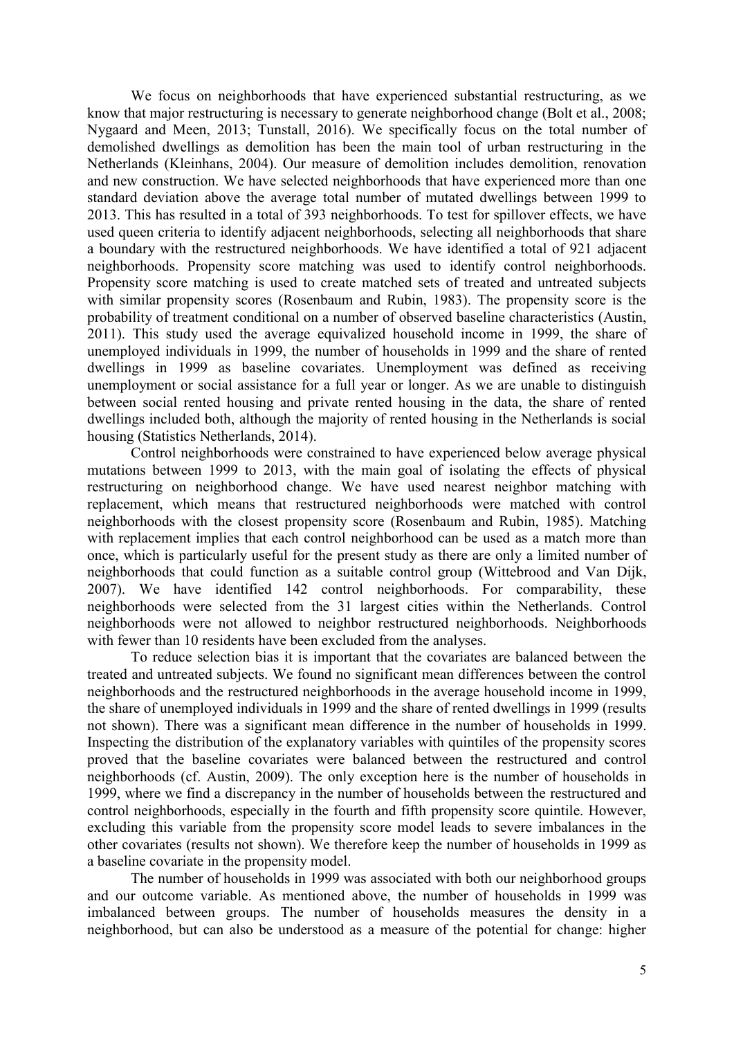We focus on neighborhoods that have experienced substantial restructuring, as we know that major restructuring is necessary to generate neighborhood change (Bolt et al., 2008; Nygaard and Meen, 2013; Tunstall, 2016). We specifically focus on the total number of demolished dwellings as demolition has been the main tool of urban restructuring in the Netherlands (Kleinhans, 2004). Our measure of demolition includes demolition, renovation and new construction. We have selected neighborhoods that have experienced more than one standard deviation above the average total number of mutated dwellings between 1999 to 2013. This has resulted in a total of 393 neighborhoods. To test for spillover effects, we have used queen criteria to identify adjacent neighborhoods, selecting all neighborhoods that share a boundary with the restructured neighborhoods. We have identified a total of 921 adjacent neighborhoods. Propensity score matching was used to identify control neighborhoods. Propensity score matching is used to create matched sets of treated and untreated subjects with similar propensity scores (Rosenbaum and Rubin, 1983). The propensity score is the probability of treatment conditional on a number of observed baseline characteristics (Austin, 2011). This study used the average equivalized household income in 1999, the share of unemployed individuals in 1999, the number of households in 1999 and the share of rented dwellings in 1999 as baseline covariates. Unemployment was defined as receiving unemployment or social assistance for a full year or longer. As we are unable to distinguish between social rented housing and private rented housing in the data, the share of rented dwellings included both, although the majority of rented housing in the Netherlands is social housing (Statistics Netherlands, 2014).

Control neighborhoods were constrained to have experienced below average physical mutations between 1999 to 2013, with the main goal of isolating the effects of physical restructuring on neighborhood change. We have used nearest neighbor matching with replacement, which means that restructured neighborhoods were matched with control neighborhoods with the closest propensity score (Rosenbaum and Rubin, 1985). Matching with replacement implies that each control neighborhood can be used as a match more than once, which is particularly useful for the present study as there are only a limited number of neighborhoods that could function as a suitable control group (Wittebrood and Van Dijk, 2007). We have identified 142 control neighborhoods. For comparability, these neighborhoods were selected from the 31 largest cities within the Netherlands. Control neighborhoods were not allowed to neighbor restructured neighborhoods. Neighborhoods with fewer than 10 residents have been excluded from the analyses.

To reduce selection bias it is important that the covariates are balanced between the treated and untreated subjects. We found no significant mean differences between the control neighborhoods and the restructured neighborhoods in the average household income in 1999, the share of unemployed individuals in 1999 and the share of rented dwellings in 1999 (results not shown). There was a significant mean difference in the number of households in 1999. Inspecting the distribution of the explanatory variables with quintiles of the propensity scores proved that the baseline covariates were balanced between the restructured and control neighborhoods (cf. Austin, 2009). The only exception here is the number of households in 1999, where we find a discrepancy in the number of households between the restructured and control neighborhoods, especially in the fourth and fifth propensity score quintile. However, excluding this variable from the propensity score model leads to severe imbalances in the other covariates (results not shown). We therefore keep the number of households in 1999 as a baseline covariate in the propensity model.

The number of households in 1999 was associated with both our neighborhood groups and our outcome variable. As mentioned above, the number of households in 1999 was imbalanced between groups. The number of households measures the density in a neighborhood, but can also be understood as a measure of the potential for change: higher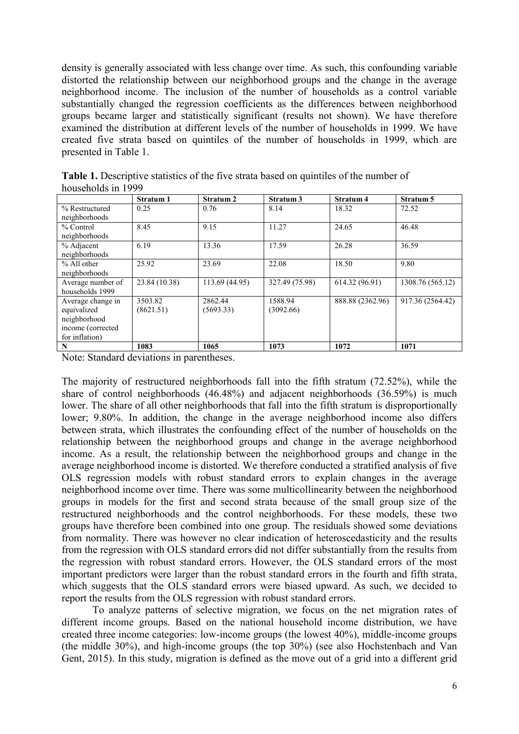density is generally associated with less change over time. As such, this confounding variable distorted the relationship between our neighborhood groups and the change in the average neighborhood income. The inclusion of the number of households as a control variable substantially changed the regression coefficients as the differences between neighborhood groups became larger and statistically significant (results not shown). We have therefore examined the distribution at different levels of the number of households in 1999. We have created five strata based on quintiles of the number of households in 1999, which are presented in Table 1.

**Table 1.** Descriptive statistics of the five strata based on quintiles of the number of households in 1999

| | Stratum 1 | Stratum 2 | Stratum 3 | Stratum 4 | Stratum 5 |
|---|---|---|---|---|---|
| % Restructured neighborhoods | 0.25 | 0.76 | 8.14 | 18.32 | 72.52 |
| % Control neighborhoods | 8.45 | 9.15 | 11.27 | 24.65 | 46.48 |
| % Adjacent neighborhoods | 6.19 | 13.36 | 17.59 | 26.28 | 36.59 |
| % All other neighborhoods | 25.92 | 23.69 | 22.08 | 18.50 | 9.80 |
| Average number of households 1999 | 23.84 (10.38) | 113.69 (44.95) | 327.49 (75.98) | 614.32 (96.91) | 1308.76 (565.12) |
| Average change in equivalized neighborhood income (corrected for inflation) | 3503.82 (8621.51) | 2862.44 (5693.33) | 1588.94 (3092.66) | 888.88 (2362.96) | 917.36 (2564.42) |
| **N** | **1083** | **1065** | **1073** | **1072** | **1071** |

Note: Standard deviations in parentheses.

The majority of restructured neighborhoods fall into the fifth stratum (72.52%), while the share of control neighborhoods (46.48%) and adjacent neighborhoods (36.59%) is much lower. The share of all other neighborhoods that fall into the fifth stratum is disproportionally lower; 9.80%. In addition, the change in the average neighborhood income also differs between strata, which illustrates the confounding effect of the number of households on the relationship between the neighborhood groups and change in the average neighborhood income. As a result, the relationship between the neighborhood groups and change in the average neighborhood income is distorted. We therefore conducted a stratified analysis of five OLS regression models with robust standard errors to explain changes in the average neighborhood income over time. There was some multicollinearity between the neighborhood groups in models for the first and second strata because of the small group size of the restructured neighborhoods and the control neighborhoods. For these models, these two groups have therefore been combined into one group. The residuals showed some deviations from normality. There was however no clear indication of heteroscedasticity and the results from the regression with OLS standard errors did not differ substantially from the results from the regression with robust standard errors. However, the OLS standard errors of the most important predictors were larger than the robust standard errors in the fourth and fifth strata, which suggests that the OLS standard errors were biased upward. As such, we decided to report the results from the OLS regression with robust standard errors.

To analyze patterns of selective migration, we focus on the net migration rates of different income groups. Based on the national household income distribution, we have created three income categories: low-income groups (the lowest 40%), middle-income groups (the middle 30%), and high-income groups (the top 30%) (see also Hochstenbach and Van Gent, 2015). In this study, migration is defined as the move out of a grid into a different grid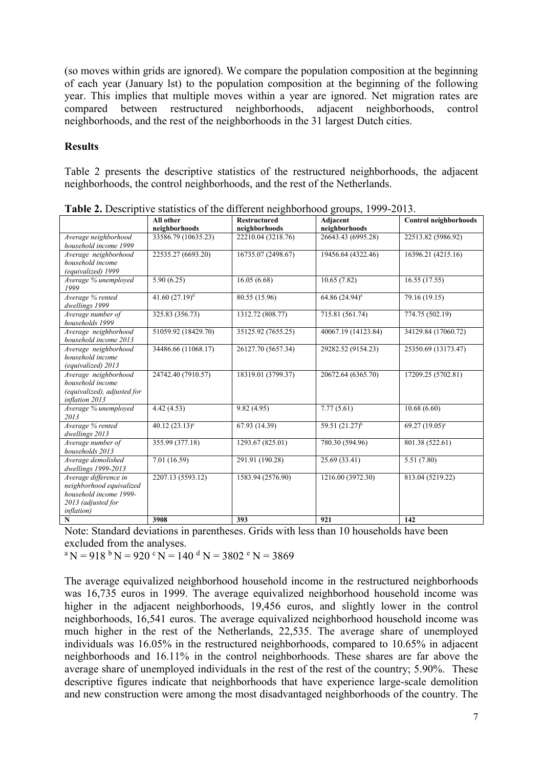(so moves within grids are ignored). We compare the population composition at the beginning of each year (January lst) to the population composition at the beginning of the following year. This implies that multiple moves within a year are ignored. Net migration rates are compared between restructured neighborhoods, adjacent neighborhoods, control neighborhoods, and the rest of the neighborhoods in the 31 largest Dutch cities.

## Results

Table 2 presents the descriptive statistics of the restructured neighborhoods, the adjacent neighborhoods, the control neighborhoods, and the rest of the Netherlands.

**Table 2.** Descriptive statistics of the different neighborhood groups, 1999-2013.

| | **All other neighborhoods** | **Restructured neighborhoods** | **Adjacent neighborhoods** | **Control neighborhoods** |
|---|---|---|---|---|
| *Average neighborhood household income 1999* | 33586.79 (10635.23) | 22210.04 (3218.76) | 26643.43 (6995.28) | 22513.82 (5986.92) |
| *Average neighborhood household income (equivalized) 1999* | 22535.27 (6693.20) | 16735.07 (2498.67) | 19456.64 (4322.46) | 16396.21 (4215.16) |
| *Average % unemployed 1999* | 5.90 (6.25) | 16.05 (6.68) | 10.65 (7.82) | 16.55 (17.55) |
| *Average % rented dwellings 1999* | 41.60 (27.19)[d] | 80.55 (15.96) | 64.86 (24.94)[a] | 79.16 (19.15) |
| *Average number of households 1999* | 325.83 (356.73) | 1312.72 (808.77) | 715.81 (561.74) | 774.75 (502.19) |
| *Average neighborhood household income 2013* | 51059.92 (18429.70) | 35125.92 (7655.25) | 40067.19 (14123.84) | 34129.84 (17060.72) |
| *Average neighborhood household income (equivalized) 2013* | 34486.66 (11068.17) | 26127.70 (5657.34) | 29282.52 (9154.23) | 25350.69 (13173.47) |
| *Average neighborhood household income (equivalized), adjusted for inflation 2013* | 24742.40 (7910.57) | 18319.01 (3799.37) | 20672.64 (6365.70) | 17209.25 (5702.81) |
| *Average % unemployed 2013* | 4.42 (4.53) | 9.82 (4.95) | 7.77 (5.61) | 10.68 (6.60) |
| *Average % rented dwellings 2013* | 40.12 (23.13)[e] | 67.93 (14.39) | 59.51 (21.27)[b] | 69.27 (19.05)[c] |
| *Average number of households 2013* | 355.99 (377.18) | 1293.67 (825.01) | 780.30 (594.96) | 801.38 (522.61) |
| *Average demolished dwellings 1999-2013* | 7.01 (16.59) | 291.91 (190.28) | 25.69 (33.41) | 5.51 (7.80) |
| *Average difference in neighborhood equivalized household income 1999-2013 (adjusted for inflation)* | 2207.13 (5593.12) | 1583.94 (2576.90) | 1216.00 (3972.30) | 813.04 (5219.22) |
| **N** | **3908** | **393** | **921** | **142** |

Note: Standard deviations in parentheses. Grids with less than 10 households have been excluded from the analyses.

[a] N = 918 [b] N = 920 [c] N = 140 [d] N = 3802 [e] N = 3869

The average equivalized neighborhood household income in the restructured neighborhoods was 16,735 euros in 1999. The average equivalized neighborhood household income was higher in the adjacent neighborhoods, 19,456 euros, and slightly lower in the control neighborhoods, 16,541 euros. The average equivalized neighborhood household income was much higher in the rest of the Netherlands, 22,535. The average share of unemployed individuals was 16.05% in the restructured neighborhoods, compared to 10.65% in adjacent neighborhoods and 16.11% in the control neighborhoods. These shares are far above the average share of unemployed individuals in the rest of the rest of the country; 5.90%. These descriptive figures indicate that neighborhoods that have experience large-scale demolition and new construction were among the most disadvantaged neighborhoods of the country. The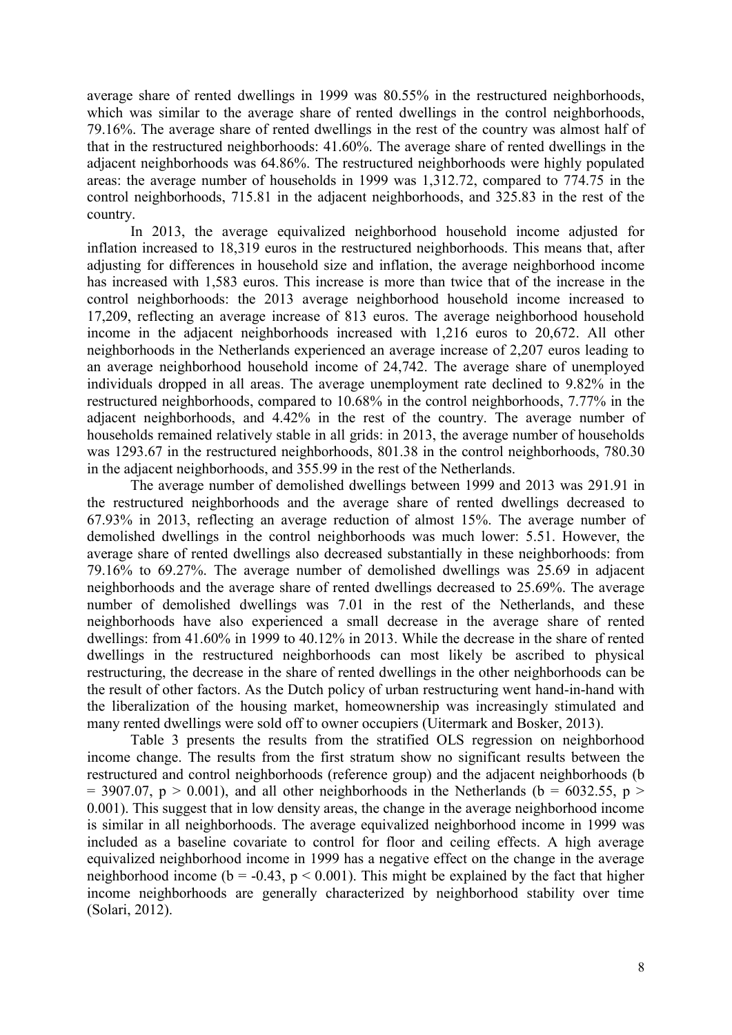average share of rented dwellings in 1999 was 80.55% in the restructured neighborhoods, which was similar to the average share of rented dwellings in the control neighborhoods, 79.16%. The average share of rented dwellings in the rest of the country was almost half of that in the restructured neighborhoods: 41.60%. The average share of rented dwellings in the adjacent neighborhoods was 64.86%. The restructured neighborhoods were highly populated areas: the average number of households in 1999 was 1,312.72, compared to 774.75 in the control neighborhoods, 715.81 in the adjacent neighborhoods, and 325.83 in the rest of the country.

In 2013, the average equivalized neighborhood household income adjusted for inflation increased to 18,319 euros in the restructured neighborhoods. This means that, after adjusting for differences in household size and inflation, the average neighborhood income has increased with 1,583 euros. This increase is more than twice that of the increase in the control neighborhoods: the 2013 average neighborhood household income increased to 17,209, reflecting an average increase of 813 euros. The average neighborhood household income in the adjacent neighborhoods increased with 1,216 euros to 20,672. All other neighborhoods in the Netherlands experienced an average increase of 2,207 euros leading to an average neighborhood household income of 24,742. The average share of unemployed individuals dropped in all areas. The average unemployment rate declined to 9.82% in the restructured neighborhoods, compared to 10.68% in the control neighborhoods, 7.77% in the adjacent neighborhoods, and 4.42% in the rest of the country. The average number of households remained relatively stable in all grids: in 2013, the average number of households was 1293.67 in the restructured neighborhoods, 801.38 in the control neighborhoods, 780.30 in the adjacent neighborhoods, and 355.99 in the rest of the Netherlands.

The average number of demolished dwellings between 1999 and 2013 was 291.91 in the restructured neighborhoods and the average share of rented dwellings decreased to 67.93% in 2013, reflecting an average reduction of almost 15%. The average number of demolished dwellings in the control neighborhoods was much lower: 5.51. However, the average share of rented dwellings also decreased substantially in these neighborhoods: from 79.16% to 69.27%. The average number of demolished dwellings was 25.69 in adjacent neighborhoods and the average share of rented dwellings decreased to 25.69%. The average number of demolished dwellings was 7.01 in the rest of the Netherlands, and these neighborhoods have also experienced a small decrease in the average share of rented dwellings: from 41.60% in 1999 to 40.12% in 2013. While the decrease in the share of rented dwellings in the restructured neighborhoods can most likely be ascribed to physical restructuring, the decrease in the share of rented dwellings in the other neighborhoods can be the result of other factors. As the Dutch policy of urban restructuring went hand-in-hand with the liberalization of the housing market, homeownership was increasingly stimulated and many rented dwellings were sold off to owner occupiers (Uitermark and Bosker, 2013).

Table 3 presents the results from the stratified OLS regression on neighborhood income change. The results from the first stratum show no significant results between the restructured and control neighborhoods (reference group) and the adjacent neighborhoods ($b = 3907.07$, $p > 0.001$), and all other neighborhoods in the Netherlands ($b = 6032.55$, $p > 0.001$). This suggest that in low density areas, the change in the average neighborhood income is similar in all neighborhoods. The average equivalized neighborhood income in 1999 was included as a baseline covariate to control for floor and ceiling effects. A high average equivalized neighborhood income in 1999 has a negative effect on the change in the average neighborhood income ($b = -0.43$, $p < 0.001$). This might be explained by the fact that higher income neighborhoods are generally characterized by neighborhood stability over time (Solari, 2012).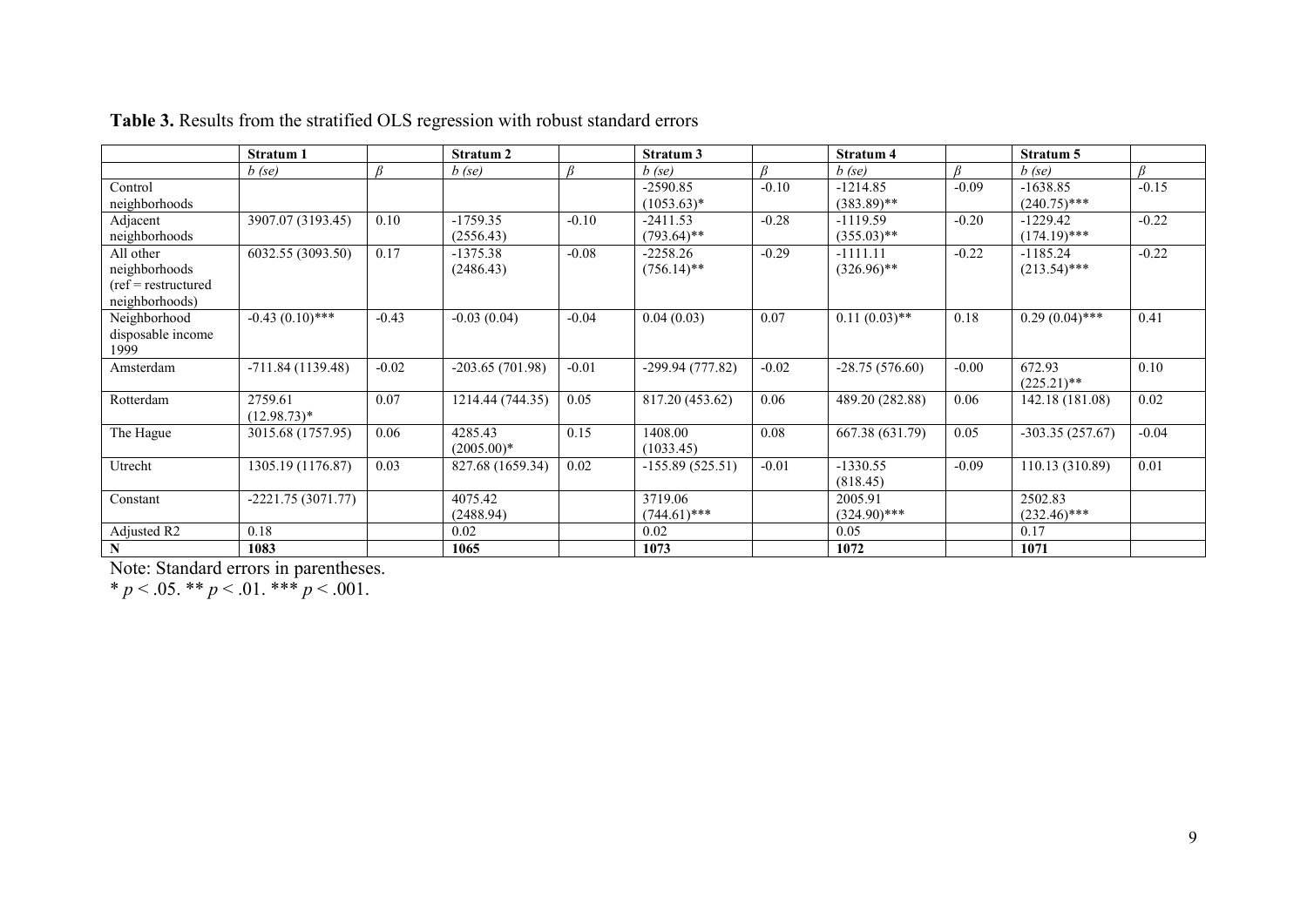**Table 3.** Results from the stratified OLS regression with robust standard errors

| | Stratum 1 | | Stratum 2 | | Stratum 3 | | Stratum 4 | | Stratum 5 | |
|---|---|---|---|---|---|---|---|---|---|---|
| | *b (se)* | *β* | *b (se)* | *β* | *b (se)* | *β* | *b (se)* | *β* | *b (se)* | *β* |
| Control neighborhoods | | | | | -2590.85 (1053.63)* | -0.10 | -1214.85 (383.89)** | -0.09 | -1638.85 (240.75)*** | -0.15 |
| Adjacent neighborhoods | 3907.07 (3193.45) | 0.10 | -1759.35 (2556.43) | -0.10 | -2411.53 (793.64)** | -0.28 | -1119.59 (355.03)** | -0.20 | -1229.42 (174.19)*** | -0.22 |
| All other neighborhoods (ref = restructured neighborhoods) | 6032.55 (3093.50) | 0.17 | -1375.38 (2486.43) | -0.08 | -2258.26 (756.14)** | -0.29 | -1111.11 (326.96)** | -0.22 | -1185.24 (213.54)*** | -0.22 |
| Neighborhood disposable income 1999 | -0.43 (0.10)*** | -0.43 | -0.03 (0.04) | -0.04 | 0.04 (0.03) | 0.07 | 0.11 (0.03)** | 0.18 | 0.29 (0.04)*** | 0.41 |
| Amsterdam | -711.84 (1139.48) | -0.02 | -203.65 (701.98) | -0.01 | -299.94 (777.82) | -0.02 | -28.75 (576.60) | -0.00 | 672.93 (225.21)** | 0.10 |
| Rotterdam | 2759.61 (12.98.73)* | 0.07 | 1214.44 (744.35) | 0.05 | 817.20 (453.62) | 0.06 | 489.20 (282.88) | 0.06 | 142.18 (181.08) | 0.02 |
| The Hague | 3015.68 (1757.95) | 0.06 | 4285.43 (2005.00)* | 0.15 | 1408.00 (1033.45) | 0.08 | 667.38 (631.79) | 0.05 | -303.35 (257.67) | -0.04 |
| Utrecht | 1305.19 (1176.87) | 0.03 | 827.68 (1659.34) | 0.02 | -155.89 (525.51) | -0.01 | -1330.55 (818.45) | -0.09 | 110.13 (310.89) | 0.01 |
| Constant | -2221.75 (3071.77) | | 4075.42 (2488.94) | | 3719.06 (744.61)*** | | 2005.91 (324.90)*** | | 2502.83 (232.46)*** | |
| Adjusted R2 | 0.18 | | 0.02 | | 0.02 | | 0.05 | | 0.17 | |
| **N** | **1083** | | **1065** | | **1073** | | **1072** | | **1071** | |

Note: Standard errors in parentheses.
\* $p < .05$. ** $p < .01$. *** $p < .001$.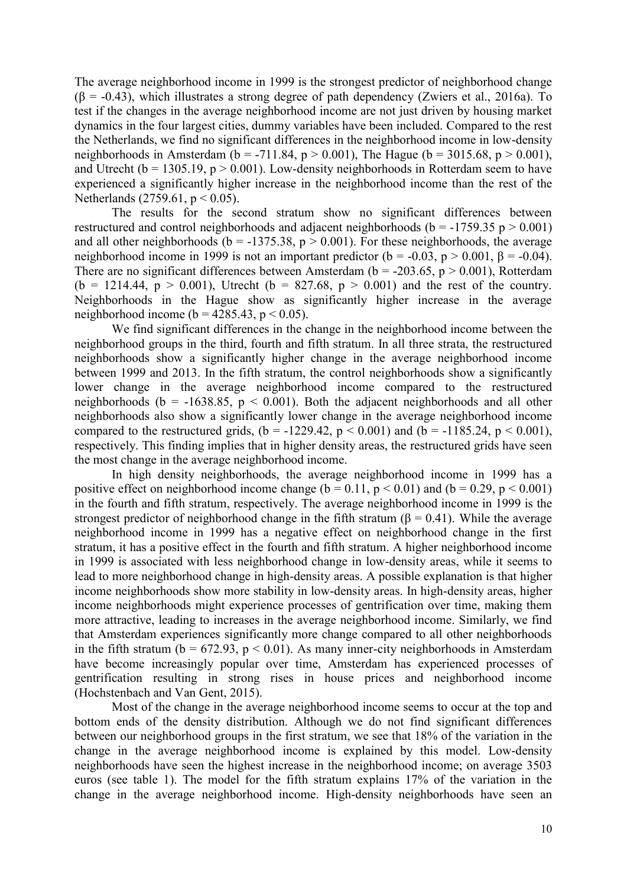The average neighborhood income in 1999 is the strongest predictor of neighborhood change ($\beta = -0.43$), which illustrates a strong degree of path dependency (Zwiers et al., 2016a). To test if the changes in the average neighborhood income are not just driven by housing market dynamics in the four largest cities, dummy variables have been included. Compared to the rest the Netherlands, we find no significant differences in the neighborhood income in low-density neighborhoods in Amsterdam ($b = -711.84$, $p > 0.001$), The Hague ($b = 3015.68$, $p > 0.001$), and Utrecht ($b = 1305.19$, $p > 0.001$). Low-density neighborhoods in Rotterdam seem to have experienced a significantly higher increase in the neighborhood income than the rest of the Netherlands ($2759.61$, $p < 0.05$).

The results for the second stratum show no significant differences between restructured and control neighborhoods and adjacent neighborhoods ($b = -1759.35$ $p > 0.001$) and all other neighborhoods ($b = -1375.38$, $p > 0.001$). For these neighborhoods, the average neighborhood income in 1999 is not an important predictor ($b = -0.03$, $p > 0.001$, $\beta = -0.04$). There are no significant differences between Amsterdam ($b = -203.65$, $p > 0.001$), Rotterdam ($b = 1214.44$, $p > 0.001$), Utrecht ($b = 827.68$, $p > 0.001$) and the rest of the country. Neighborhoods in the Hague show as significantly higher increase in the average neighborhood income ($b = 4285.43$, $p < 0.05$).

We find significant differences in the change in the neighborhood income between the neighborhood groups in the third, fourth and fifth stratum. In all three strata, the restructured neighborhoods show a significantly higher change in the average neighborhood income between 1999 and 2013. In the fifth stratum, the control neighborhoods show a significantly lower change in the average neighborhood income compared to the restructured neighborhoods ($b = -1638.85$, $p < 0.001$). Both the adjacent neighborhoods and all other neighborhoods also show a significantly lower change in the average neighborhood income compared to the restructured grids, ($b = -1229.42$, $p < 0.001$) and ($b = -1185.24$, $p < 0.001$), respectively. This finding implies that in higher density areas, the restructured grids have seen the most change in the average neighborhood income.

In high density neighborhoods, the average neighborhood income in 1999 has a positive effect on neighborhood income change ($b = 0.11$, $p < 0.01$) and ($b = 0.29$, $p < 0.001$) in the fourth and fifth stratum, respectively. The average neighborhood income in 1999 is the strongest predictor of neighborhood change in the fifth stratum ($\beta = 0.41$). While the average neighborhood income in 1999 has a negative effect on neighborhood change in the first stratum, it has a positive effect in the fourth and fifth stratum. A higher neighborhood income in 1999 is associated with less neighborhood change in low-density areas, while it seems to lead to more neighborhood change in high-density areas. A possible explanation is that higher income neighborhoods show more stability in low-density areas. In high-density areas, higher income neighborhoods might experience processes of gentrification over time, making them more attractive, leading to increases in the average neighborhood income. Similarly, we find that Amsterdam experiences significantly more change compared to all other neighborhoods in the fifth stratum ($b = 672.93$, $p < 0.01$). As many inner-city neighborhoods in Amsterdam have become increasingly popular over time, Amsterdam has experienced processes of gentrification resulting in strong rises in house prices and neighborhood income (Hochstenbach and Van Gent, 2015).

Most of the change in the average neighborhood income seems to occur at the top and bottom ends of the density distribution. Although we do not find significant differences between our neighborhood groups in the first stratum, we see that 18% of the variation in the change in the average neighborhood income is explained by this model. Low-density neighborhoods have seen the highest increase in the neighborhood income; on average 3503 euros (see table 1). The model for the fifth stratum explains 17% of the variation in the change in the average neighborhood income. High-density neighborhoods have seen an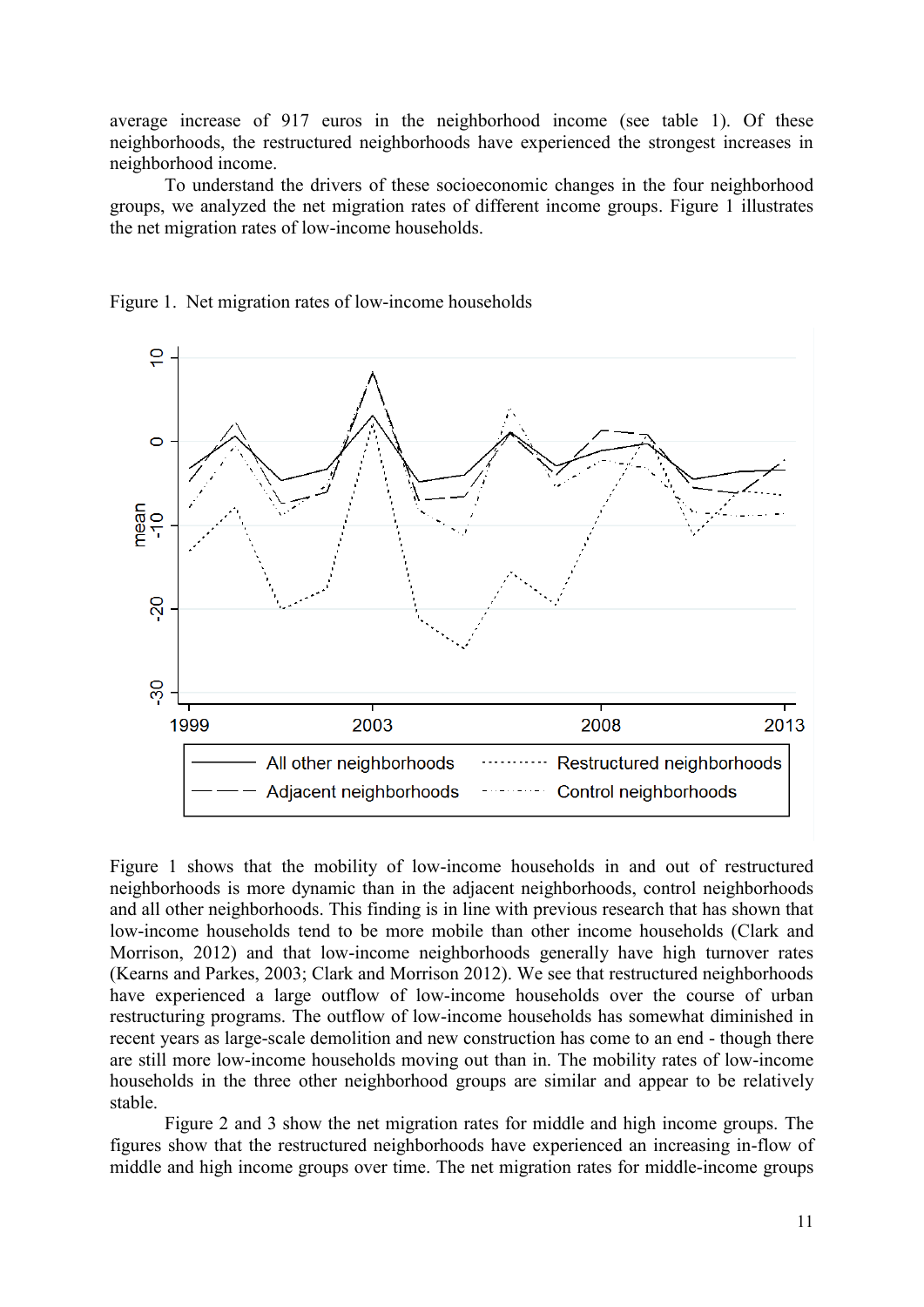average increase of 917 euros in the neighborhood income (see table 1). Of these neighborhoods, the restructured neighborhoods have experienced the strongest increases in neighborhood income.

To understand the drivers of these socioeconomic changes in the four neighborhood groups, we analyzed the net migration rates of different income groups. Figure 1 illustrates the net migration rates of low-income households.

Figure 1. Net migration rates of low-income households

Figure 1 shows that the mobility of low-income households in and out of restructured neighborhoods is more dynamic than in the adjacent neighborhoods, control neighborhoods and all other neighborhoods. This finding is in line with previous research that has shown that low-income households tend to be more mobile than other income households (Clark and Morrison, 2012) and that low-income neighborhoods generally have high turnover rates (Kearns and Parkes, 2003; Clark and Morrison 2012). We see that restructured neighborhoods have experienced a large outflow of low-income households over the course of urban restructuring programs. The outflow of low-income households has somewhat diminished in recent years as large-scale demolition and new construction has come to an end - though there are still more low-income households moving out than in. The mobility rates of low-income households in the three other neighborhood groups are similar and appear to be relatively stable.

Figure 2 and 3 show the net migration rates for middle and high income groups. The figures show that the restructured neighborhoods have experienced an increasing in-flow of middle and high income groups over time. The net migration rates for middle-income groups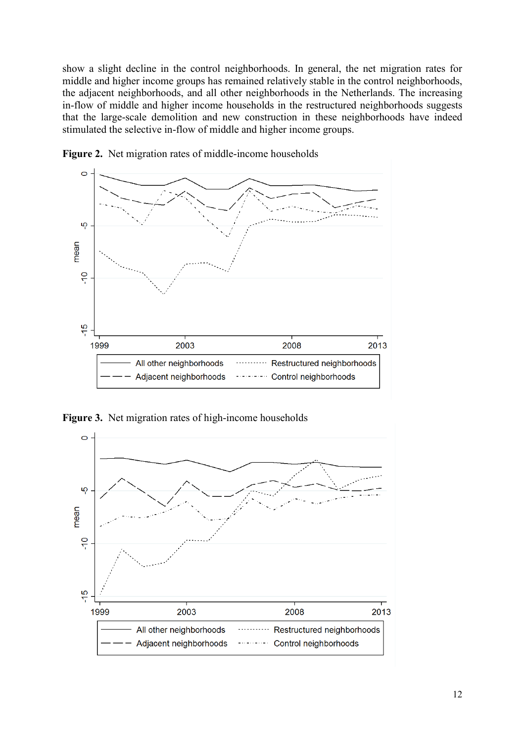show a slight decline in the control neighborhoods. In general, the net migration rates for middle and higher income groups has remained relatively stable in the control neighborhoods, the adjacent neighborhoods, and all other neighborhoods in the Netherlands. The increasing in-flow of middle and higher income households in the restructured neighborhoods suggests that the large-scale demolition and new construction in these neighborhoods have indeed stimulated the selective in-flow of middle and higher income groups.

**Figure 2.** Net migration rates of middle-income households

**Figure 3.** Net migration rates of high-income households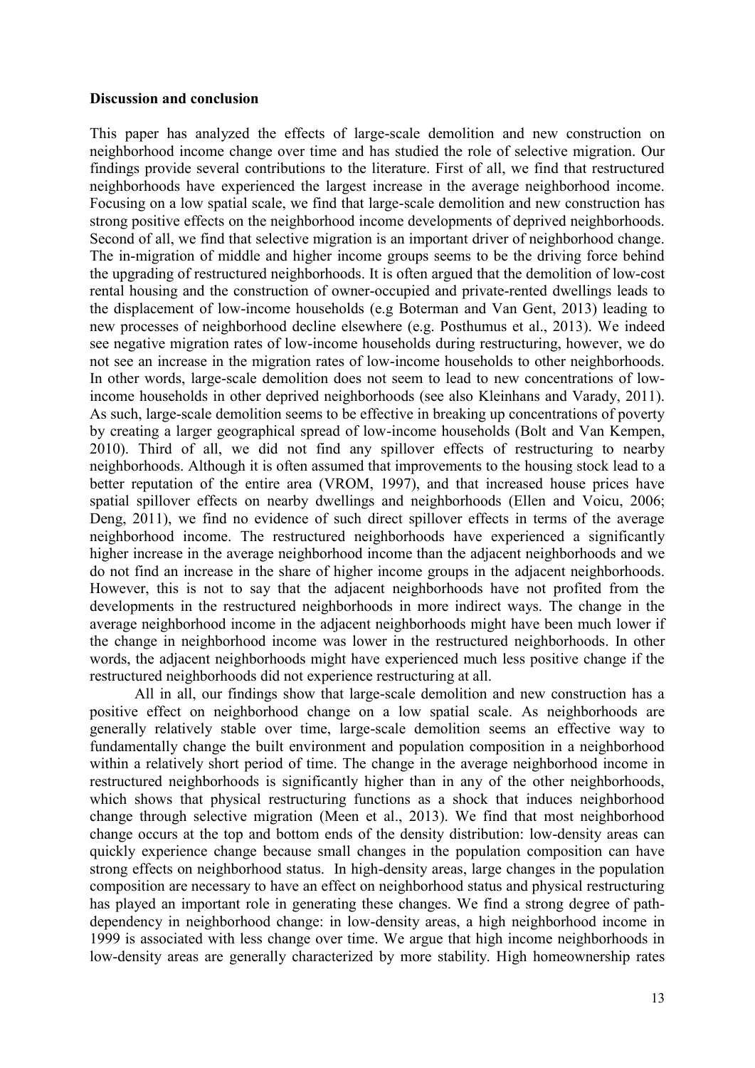**Discussion and conclusion**

This paper has analyzed the effects of large-scale demolition and new construction on neighborhood income change over time and has studied the role of selective migration. Our findings provide several contributions to the literature. First of all, we find that restructured neighborhoods have experienced the largest increase in the average neighborhood income. Focusing on a low spatial scale, we find that large-scale demolition and new construction has strong positive effects on the neighborhood income developments of deprived neighborhoods. Second of all, we find that selective migration is an important driver of neighborhood change. The in-migration of middle and higher income groups seems to be the driving force behind the upgrading of restructured neighborhoods. It is often argued that the demolition of low-cost rental housing and the construction of owner-occupied and private-rented dwellings leads to the displacement of low-income households (e.g Boterman and Van Gent, 2013) leading to new processes of neighborhood decline elsewhere (e.g. Posthumus et al., 2013). We indeed see negative migration rates of low-income households during restructuring, however, we do not see an increase in the migration rates of low-income households to other neighborhoods. In other words, large-scale demolition does not seem to lead to new concentrations of low-income households in other deprived neighborhoods (see also Kleinhans and Varady, 2011). As such, large-scale demolition seems to be effective in breaking up concentrations of poverty by creating a larger geographical spread of low-income households (Bolt and Van Kempen, 2010). Third of all, we did not find any spillover effects of restructuring to nearby neighborhoods. Although it is often assumed that improvements to the housing stock lead to a better reputation of the entire area (VROM, 1997), and that increased house prices have spatial spillover effects on nearby dwellings and neighborhoods (Ellen and Voicu, 2006; Deng, 2011), we find no evidence of such direct spillover effects in terms of the average neighborhood income. The restructured neighborhoods have experienced a significantly higher increase in the average neighborhood income than the adjacent neighborhoods and we do not find an increase in the share of higher income groups in the adjacent neighborhoods. However, this is not to say that the adjacent neighborhoods have not profited from the developments in the restructured neighborhoods in more indirect ways. The change in the average neighborhood income in the adjacent neighborhoods might have been much lower if the change in neighborhood income was lower in the restructured neighborhoods. In other words, the adjacent neighborhoods might have experienced much less positive change if the restructured neighborhoods did not experience restructuring at all.

All in all, our findings show that large-scale demolition and new construction has a positive effect on neighborhood change on a low spatial scale. As neighborhoods are generally relatively stable over time, large-scale demolition seems an effective way to fundamentally change the built environment and population composition in a neighborhood within a relatively short period of time. The change in the average neighborhood income in restructured neighborhoods is significantly higher than in any of the other neighborhoods, which shows that physical restructuring functions as a shock that induces neighborhood change through selective migration (Meen et al., 2013). We find that most neighborhood change occurs at the top and bottom ends of the density distribution: low-density areas can quickly experience change because small changes in the population composition can have strong effects on neighborhood status. In high-density areas, large changes in the population composition are necessary to have an effect on neighborhood status and physical restructuring has played an important role in generating these changes. We find a strong degree of path-dependency in neighborhood change: in low-density areas, a high neighborhood income in 1999 is associated with less change over time. We argue that high income neighborhoods in low-density areas are generally characterized by more stability. High homeownership rates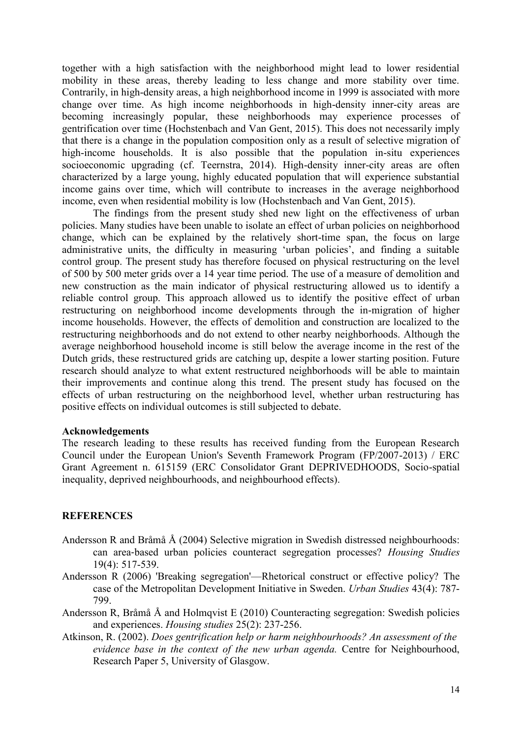together with a high satisfaction with the neighborhood might lead to lower residential mobility in these areas, thereby leading to less change and more stability over time. Contrarily, in high-density areas, a high neighborhood income in 1999 is associated with more change over time. As high income neighborhoods in high-density inner-city areas are becoming increasingly popular, these neighborhoods may experience processes of gentrification over time (Hochstenbach and Van Gent, 2015). This does not necessarily imply that there is a change in the population composition only as a result of selective migration of high-income households. It is also possible that the population in-situ experiences socioeconomic upgrading (cf. Teernstra, 2014). High-density inner-city areas are often characterized by a large young, highly educated population that will experience substantial income gains over time, which will contribute to increases in the average neighborhood income, even when residential mobility is low (Hochstenbach and Van Gent, 2015).

The findings from the present study shed new light on the effectiveness of urban policies. Many studies have been unable to isolate an effect of urban policies on neighborhood change, which can be explained by the relatively short-time span, the focus on large administrative units, the difficulty in measuring 'urban policies', and finding a suitable control group. The present study has therefore focused on physical restructuring on the level of 500 by 500 meter grids over a 14 year time period. The use of a measure of demolition and new construction as the main indicator of physical restructuring allowed us to identify a reliable control group. This approach allowed us to identify the positive effect of urban restructuring on neighborhood income developments through the in-migration of higher income households. However, the effects of demolition and construction are localized to the restructuring neighborhoods and do not extend to other nearby neighborhoods. Although the average neighborhood household income is still below the average income in the rest of the Dutch grids, these restructured grids are catching up, despite a lower starting position. Future research should analyze to what extent restructured neighborhoods will be able to maintain their improvements and continue along this trend. The present study has focused on the effects of urban restructuring on the neighborhood level, whether urban restructuring has positive effects on individual outcomes is still subjected to debate.

**Acknowledgements**

The research leading to these results has received funding from the European Research Council under the European Union's Seventh Framework Program (FP/2007-2013) / ERC Grant Agreement n. 615159 (ERC Consolidator Grant DEPRIVEDHOODS, Socio-spatial inequality, deprived neighbourhoods, and neighbourhood effects).

## REFERENCES

Andersson R and Bråmå Å (2004) Selective migration in Swedish distressed neighbourhoods: can area-based urban policies counteract segregation processes? *Housing Studies* 19(4): 517-539.

Andersson R (2006) 'Breaking segregation'—Rhetorical construct or effective policy? The case of the Metropolitan Development Initiative in Sweden. *Urban Studies* 43(4): 787-799.

Andersson R, Bråmå Å and Holmqvist E (2010) Counteracting segregation: Swedish policies and experiences. *Housing studies* 25(2): 237-256.

Atkinson, R. (2002). *Does gentrification help or harm neighbourhoods? An assessment of the evidence base in the context of the new urban agenda.* Centre for Neighbourhood, Research Paper 5, University of Glasgow.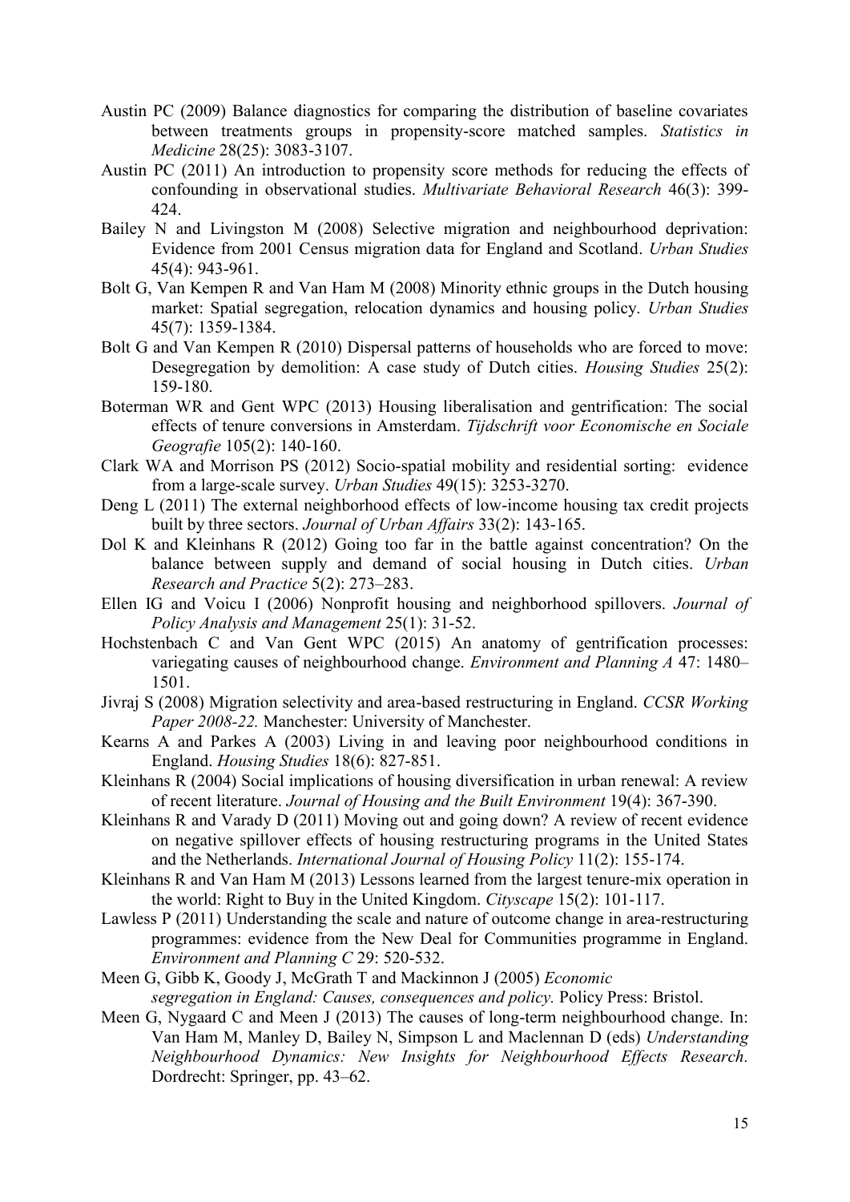Austin PC (2009) Balance diagnostics for comparing the distribution of baseline covariates between treatments groups in propensity-score matched samples. *Statistics in Medicine* 28(25): 3083-3107.

Austin PC (2011) An introduction to propensity score methods for reducing the effects of confounding in observational studies. *Multivariate Behavioral Research* 46(3): 399-424.

Bailey N and Livingston M (2008) Selective migration and neighbourhood deprivation: Evidence from 2001 Census migration data for England and Scotland. *Urban Studies* 45(4): 943-961.

Bolt G, Van Kempen R and Van Ham M (2008) Minority ethnic groups in the Dutch housing market: Spatial segregation, relocation dynamics and housing policy. *Urban Studies* 45(7): 1359-1384.

Bolt G and Van Kempen R (2010) Dispersal patterns of households who are forced to move: Desegregation by demolition: A case study of Dutch cities. *Housing Studies* 25(2): 159-180.

Boterman WR and Gent WPC (2013) Housing liberalisation and gentrification: The social effects of tenure conversions in Amsterdam. *Tijdschrift voor Economische en Sociale Geografie* 105(2): 140-160.

Clark WA and Morrison PS (2012) Socio-spatial mobility and residential sorting: evidence from a large-scale survey. *Urban Studies* 49(15): 3253-3270.

Deng L (2011) The external neighborhood effects of low-income housing tax credit projects built by three sectors. *Journal of Urban Affairs* 33(2): 143-165.

Dol K and Kleinhans R (2012) Going too far in the battle against concentration? On the balance between supply and demand of social housing in Dutch cities. *Urban Research and Practice* 5(2): 273–283.

Ellen IG and Voicu I (2006) Nonprofit housing and neighborhood spillovers. *Journal of Policy Analysis and Management* 25(1): 31-52.

Hochstenbach C and Van Gent WPC (2015) An anatomy of gentrification processes: variegating causes of neighbourhood change. *Environment and Planning A* 47: 1480–1501.

Jivraj S (2008) Migration selectivity and area-based restructuring in England. *CCSR Working Paper 2008-22.* Manchester: University of Manchester.

Kearns A and Parkes A (2003) Living in and leaving poor neighbourhood conditions in England. *Housing Studies* 18(6): 827-851.

Kleinhans R (2004) Social implications of housing diversification in urban renewal: A review of recent literature. *Journal of Housing and the Built Environment* 19(4): 367-390.

Kleinhans R and Varady D (2011) Moving out and going down? A review of recent evidence on negative spillover effects of housing restructuring programs in the United States and the Netherlands. *International Journal of Housing Policy* 11(2): 155-174.

Kleinhans R and Van Ham M (2013) Lessons learned from the largest tenure-mix operation in the world: Right to Buy in the United Kingdom. *Cityscape* 15(2): 101-117.

Lawless P (2011) Understanding the scale and nature of outcome change in area-restructuring programmes: evidence from the New Deal for Communities programme in England. *Environment and Planning C* 29: 520-532.

Meen G, Gibb K, Goody J, McGrath T and Mackinnon J (2005) *Economic segregation in England: Causes, consequences and policy.* Policy Press: Bristol.

Meen G, Nygaard C and Meen J (2013) The causes of long-term neighbourhood change. In: Van Ham M, Manley D, Bailey N, Simpson L and Maclennan D (eds) *Understanding Neighbourhood Dynamics: New Insights for Neighbourhood Effects Research.* Dordrecht: Springer, pp. 43–62.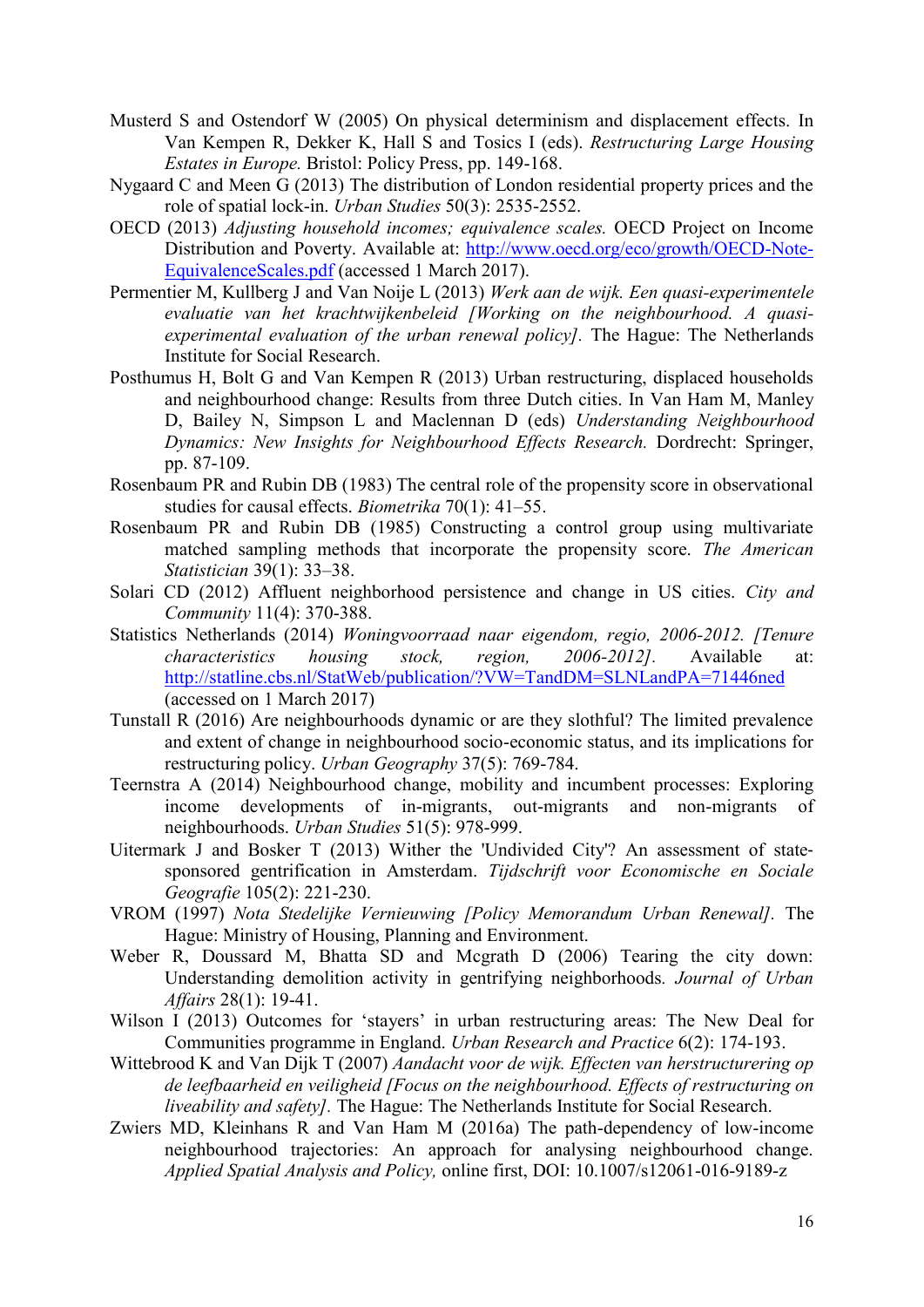Musterd S and Ostendorf W (2005) On physical determinism and displacement effects. In Van Kempen R, Dekker K, Hall S and Tosics I (eds). *Restructuring Large Housing Estates in Europe.* Bristol: Policy Press, pp. 149-168.

Nygaard C and Meen G (2013) The distribution of London residential property prices and the role of spatial lock-in. *Urban Studies* 50(3): 2535-2552.

OECD (2013) *Adjusting household incomes; equivalence scales.* OECD Project on Income Distribution and Poverty. Available at: http://www.oecd.org/eco/growth/OECD-Note-EquivalenceScales.pdf (accessed 1 March 2017).

Permentier M, Kullberg J and Van Noije L (2013) *Werk aan de wijk. Een quasi-experimentele evaluatie van het krachtwijkenbeleid [Working on the neighbourhood. A quasi-experimental evaluation of the urban renewal policy].* The Hague: The Netherlands Institute for Social Research.

Posthumus H, Bolt G and Van Kempen R (2013) Urban restructuring, displaced households and neighbourhood change: Results from three Dutch cities. In Van Ham M, Manley D, Bailey N, Simpson L and Maclennan D (eds) *Understanding Neighbourhood Dynamics: New Insights for Neighbourhood Effects Research.* Dordrecht: Springer, pp. 87-109.

Rosenbaum PR and Rubin DB (1983) The central role of the propensity score in observational studies for causal effects. *Biometrika* 70(1): 41–55.

Rosenbaum PR and Rubin DB (1985) Constructing a control group using multivariate matched sampling methods that incorporate the propensity score. *The American Statistician* 39(1): 33–38.

Solari CD (2012) Affluent neighborhood persistence and change in US cities. *City and Community* 11(4): 370-388.

Statistics Netherlands (2014) *Woningvoorraad naar eigendom, regio, 2006-2012. [Tenure characteristics housing stock, region, 2006-2012].* Available at: http://statline.cbs.nl/StatWeb/publication/?VW=TandDM=SLNLandPA=71446ned (accessed on 1 March 2017)

Tunstall R (2016) Are neighbourhoods dynamic or are they slothful? The limited prevalence and extent of change in neighbourhood socio-economic status, and its implications for restructuring policy. *Urban Geography* 37(5): 769-784.

Teernstra A (2014) Neighbourhood change, mobility and incumbent processes: Exploring income developments of in-migrants, out-migrants and non-migrants of neighbourhoods. *Urban Studies* 51(5): 978-999.

Uitermark J and Bosker T (2013) Wither the 'Undivided City'? An assessment of state-sponsored gentrification in Amsterdam. *Tijdschrift voor Economische en Sociale Geografie* 105(2): 221-230.

VROM (1997) *Nota Stedelijke Vernieuwing [Policy Memorandum Urban Renewal].* The Hague: Ministry of Housing, Planning and Environment.

Weber R, Doussard M, Bhatta SD and Mcgrath D (2006) Tearing the city down: Understanding demolition activity in gentrifying neighborhoods. *Journal of Urban Affairs* 28(1): 19-41.

Wilson I (2013) Outcomes for 'stayers' in urban restructuring areas: The New Deal for Communities programme in England. *Urban Research and Practice* 6(2): 174-193.

Wittebrood K and Van Dijk T (2007) *Aandacht voor de wijk. Effecten van herstructurering op de leefbaarheid en veiligheid [Focus on the neighbourhood. Effects of restructuring on liveability and safety].* The Hague: The Netherlands Institute for Social Research.

Zwiers MD, Kleinhans R and Van Ham M (2016a) The path-dependency of low-income neighbourhood trajectories: An approach for analysing neighbourhood change. *Applied Spatial Analysis and Policy,* online first, DOI: 10.1007/s12061-016-9189-z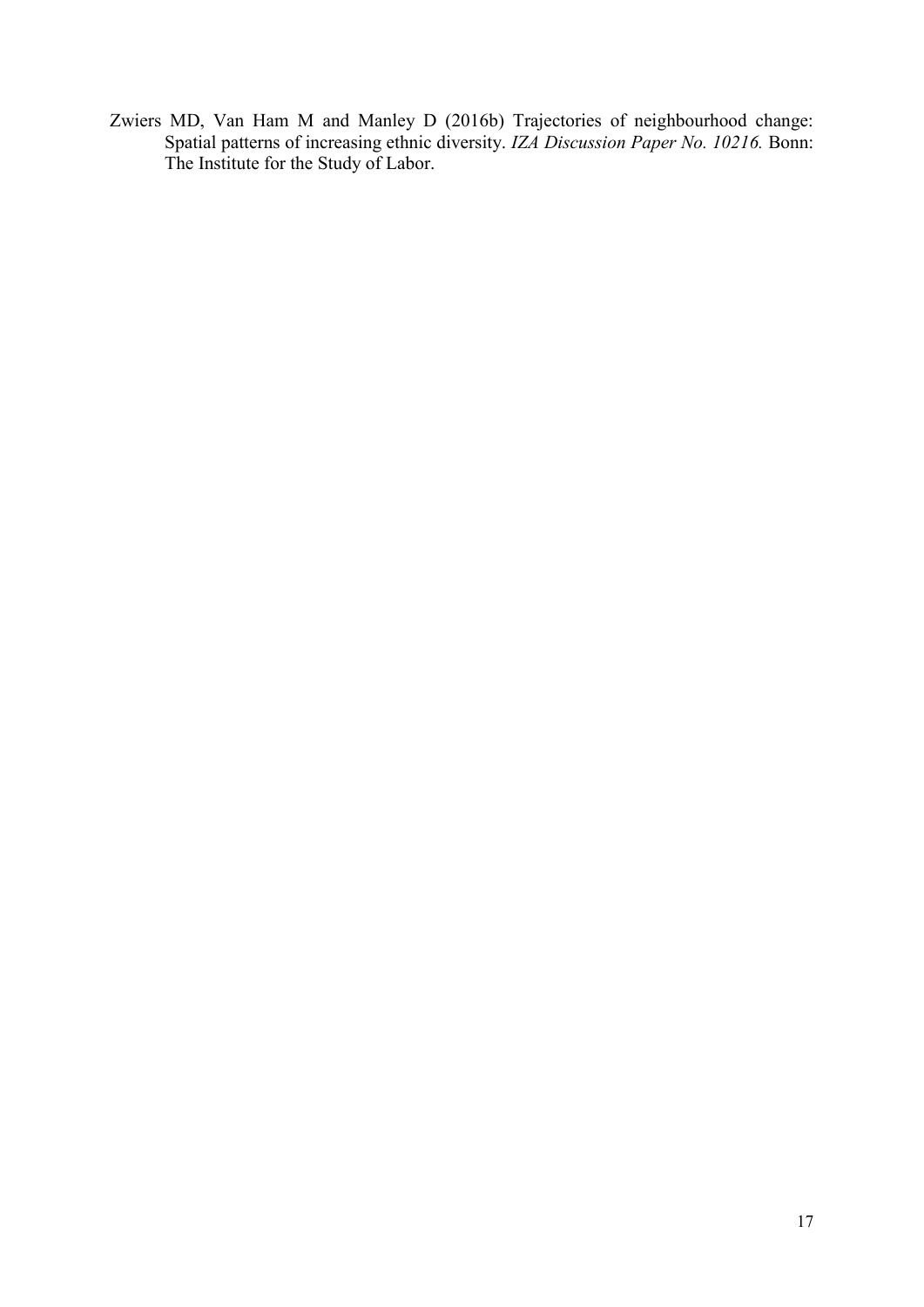Zwiers MD, Van Ham M and Manley D (2016b) Trajectories of neighbourhood change: Spatial patterns of increasing ethnic diversity. *IZA Discussion Paper No. 10216.* Bonn: The Institute for the Study of Labor.